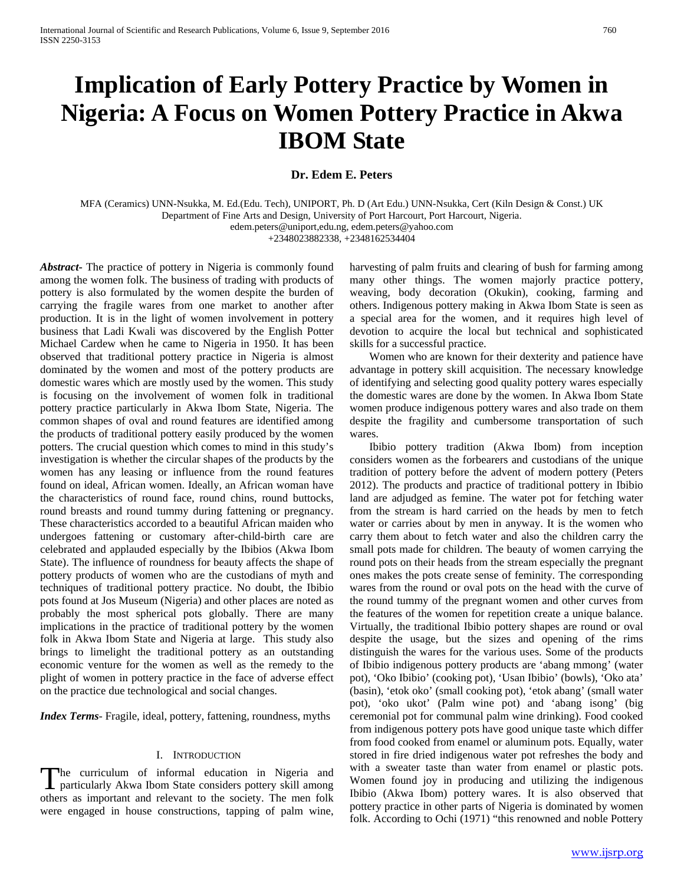# Implication of Early Pottery Practice by Women in Nigeria: A Focus on Women Pottery Practice in Akwa IBOM State

**Dr. Edem E. Peters**

MFA (Ceramics) UNN-Nsukka, M. Ed.(Edu. Tech), UNIPORT, Ph. D (Art Edu.) UNN-Nsukka, Cert (Kiln Design & Const.) UK
Department of Fine Arts and Design, University of Port Harcourt, Port Harcourt, Nigeria.
edem.peters@uniport,edu.ng, edem.peters@yahoo.com
+2348023882338, +2348162534404

***Abstract*-** The practice of pottery in Nigeria is commonly found among the women folk. The business of trading with products of pottery is also formulated by the women despite the burden of carrying the fragile wares from one market to another after production. It is in the light of women involvement in pottery business that Ladi Kwali was discovered by the English Potter Michael Cardew when he came to Nigeria in 1950. It has been observed that traditional pottery practice in Nigeria is almost dominated by the women and most of the pottery products are domestic wares which are mostly used by the women. This study is focusing on the involvement of women folk in traditional pottery practice particularly in Akwa Ibom State, Nigeria. The common shapes of oval and round features are identified among the products of traditional pottery easily produced by the women potters. The crucial question which comes to mind in this study's investigation is whether the circular shapes of the products by the women has any leasing or influence from the round features found on ideal, African women. Ideally, an African woman have the characteristics of round face, round chins, round buttocks, round breasts and round tummy during fattening or pregnancy. These characteristics accorded to a beautiful African maiden who undergoes fattening or customary after-child-birth care are celebrated and applauded especially by the Ibibios (Akwa Ibom State). The influence of roundness for beauty affects the shape of pottery products of women who are the custodians of myth and techniques of traditional pottery practice. No doubt, the Ibibio pots found at Jos Museum (Nigeria) and other places are noted as probably the most spherical pots globally. There are many implications in the practice of traditional pottery by the women folk in Akwa Ibom State and Nigeria at large. This study also brings to limelight the traditional pottery as an outstanding economic venture for the women as well as the remedy to the plight of women in pottery practice in the face of adverse effect on the practice due technological and social changes.

***Index Terms*-** Fragile, ideal, pottery, fattening, roundness, myths

## I. Introduction

The curriculum of informal education in Nigeria and particularly Akwa Ibom State considers pottery skill among others as important and relevant to the society. The men folk were engaged in house constructions, tapping of palm wine, harvesting of palm fruits and clearing of bush for farming among many other things. The women majorly practice pottery, weaving, body decoration (Okukin), cooking, farming and others. Indigenous pottery making in Akwa Ibom State is seen as a special area for the women, and it requires high level of devotion to acquire the local but technical and sophisticated skills for a successful practice.

Women who are known for their dexterity and patience have advantage in pottery skill acquisition. The necessary knowledge of identifying and selecting good quality pottery wares especially the domestic wares are done by the women. In Akwa Ibom State women produce indigenous pottery wares and also trade on them despite the fragility and cumbersome transportation of such wares.

Ibibio pottery tradition (Akwa Ibom) from inception considers women as the forbearers and custodians of the unique tradition of pottery before the advent of modern pottery (Peters 2012). The products and practice of traditional pottery in Ibibio land are adjudged as femine. The water pot for fetching water from the stream is hard carried on the heads by men to fetch water or carries about by men in anyway. It is the women who carry them about to fetch water and also the children carry the small pots made for children. The beauty of women carrying the round pots on their heads from the stream especially the pregnant ones makes the pots create sense of feminity. The corresponding wares from the round or oval pots on the head with the curve of the round tummy of the pregnant women and other curves from the features of the women for repetition create a unique balance. Virtually, the traditional Ibibio pottery shapes are round or oval despite the usage, but the sizes and opening of the rims distinguish the wares for the various uses. Some of the products of Ibibio indigenous pottery products are 'abang mmong' (water pot), 'Oko Ibibio' (cooking pot), 'Usan Ibibio' (bowls), 'Oko ata' (basin), 'etok oko' (small cooking pot), 'etok abang' (small water pot), 'oko ukot' (Palm wine pot) and 'abang isong' (big ceremonial pot for communal palm wine drinking). Food cooked from indigenous pottery pots have good unique taste which differ from food cooked from enamel or aluminum pots. Equally, water stored in fire dried indigenous water pot refreshes the body and with a sweater taste than water from enamel or plastic pots. Women found joy in producing and utilizing the indigenous Ibibio (Akwa Ibom) pottery wares. It is also observed that pottery practice in other parts of Nigeria is dominated by women folk. According to Ochi (1971) "this renowned and noble Pottery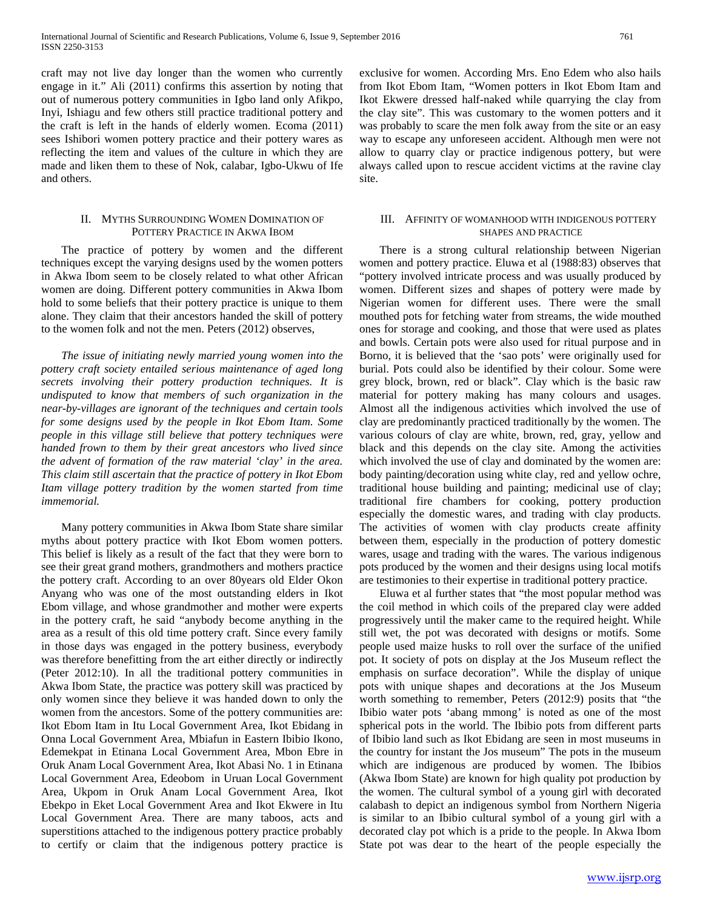craft may not live day longer than the women who currently engage in it." Ali (2011) confirms this assertion by noting that out of numerous pottery communities in Igbo land only Afikpo, Inyi, Ishiagu and few others still practice traditional pottery and the craft is left in the hands of elderly women. Ecoma (2011) sees Ishibori women pottery practice and their pottery wares as reflecting the item and values of the culture in which they are made and liken them to these of Nok, calabar, Igbo-Ukwu of Ife and others.

## II. Myths Surrounding Women Domination of Pottery Practice in Akwa Ibom

The practice of pottery by women and the different techniques except the varying designs used by the women potters in Akwa Ibom seem to be closely related to what other African women are doing. Different pottery communities in Akwa Ibom hold to some beliefs that their pottery practice is unique to them alone. They claim that their ancestors handed the skill of pottery to the women folk and not the men. Peters (2012) observes,

*The issue of initiating newly married young women into the pottery craft society entailed serious maintenance of aged long secrets involving their pottery production techniques. It is undisputed to know that members of such organization in the near-by-villages are ignorant of the techniques and certain tools for some designs used by the people in Ikot Ebom Itam. Some people in this village still believe that pottery techniques were handed frown to them by their great ancestors who lived since the advent of formation of the raw material 'clay' in the area. This claim still ascertain that the practice of pottery in Ikot Ebom Itam village pottery tradition by the women started from time immemorial.*

Many pottery communities in Akwa Ibom State share similar myths about pottery practice with Ikot Ebom women potters. This belief is likely as a result of the fact that they were born to see their great grand mothers, grandmothers and mothers practice the pottery craft. According to an over 80years old Elder Okon Anyang who was one of the most outstanding elders in Ikot Ebom village, and whose grandmother and mother were experts in the pottery craft, he said "anybody become anything in the area as a result of this old time pottery craft. Since every family in those days was engaged in the pottery business, everybody was therefore benefitting from the art either directly or indirectly (Peter 2012:10). In all the traditional pottery communities in Akwa Ibom State, the practice was pottery skill was practiced by only women since they believe it was handed down to only the women from the ancestors. Some of the pottery communities are: Ikot Ebom Itam in Itu Local Government Area, Ikot Ebidang in Onna Local Government Area, Mbiafun in Eastern Ibibio Ikono, Edemekpat in Etinana Local Government Area, Mbon Ebre in Oruk Anam Local Government Area, Ikot Abasi No. 1 in Etinana Local Government Area, Edeobom in Uruan Local Government Area, Ukpom in Oruk Anam Local Government Area, Ikot Ebekpo in Eket Local Government Area and Ikot Ekwere in Itu Local Government Area. There are many taboos, acts and superstitions attached to the indigenous pottery practice probably to certify or claim that the indigenous pottery practice is exclusive for women. According Mrs. Eno Edem who also hails from Ikot Ebom Itam, "Women potters in Ikot Ebom Itam and Ikot Ekwere dressed half-naked while quarrying the clay from the clay site". This was customary to the women potters and it was probably to scare the men folk away from the site or an easy way to escape any unforeseen accident. Although men were not allow to quarry clay or practice indigenous pottery, but were always called upon to rescue accident victims at the ravine clay site.

## III. Affinity of Womanhood with Indigenous Pottery Shapes and Practice

There is a strong cultural relationship between Nigerian women and pottery practice. Eluwa et al (1988:83) observes that "pottery involved intricate process and was usually produced by women. Different sizes and shapes of pottery were made by Nigerian women for different uses. There were the small mouthed pots for fetching water from streams, the wide mouthed ones for storage and cooking, and those that were used as plates and bowls. Certain pots were also used for ritual purpose and in Borno, it is believed that the 'sao pots' were originally used for burial. Pots could also be identified by their colour. Some were grey block, brown, red or black". Clay which is the basic raw material for pottery making has many colours and usages. Almost all the indigenous activities which involved the use of clay are predominantly practiced traditionally by the women. The various colours of clay are white, brown, red, gray, yellow and black and this depends on the clay site. Among the activities which involved the use of clay and dominated by the women are: body painting/decoration using white clay, red and yellow ochre, traditional house building and painting; medicinal use of clay; traditional fire chambers for cooking, pottery production especially the domestic wares, and trading with clay products. The activities of women with clay products create affinity between them, especially in the production of pottery domestic wares, usage and trading with the wares. The various indigenous pots produced by the women and their designs using local motifs are testimonies to their expertise in traditional pottery practice.

Eluwa et al further states that "the most popular method was the coil method in which coils of the prepared clay were added progressively until the maker came to the required height. While still wet, the pot was decorated with designs or motifs. Some people used maize husks to roll over the surface of the unified pot. It society of pots on display at the Jos Museum reflect the emphasis on surface decoration". While the display of unique pots with unique shapes and decorations at the Jos Museum worth something to remember, Peters (2012:9) posits that "the Ibibio water pots 'abang mmong' is noted as one of the most spherical pots in the world. The Ibibio pots from different parts of Ibibio land such as Ikot Ebidang are seen in most museums in the country for instant the Jos museum" The pots in the museum which are indigenous are produced by women. The Ibibios (Akwa Ibom State) are known for high quality pot production by the women. The cultural symbol of a young girl with decorated calabash to depict an indigenous symbol from Northern Nigeria is similar to an Ibibio cultural symbol of a young girl with a decorated clay pot which is a pride to the people. In Akwa Ibom State pot was dear to the heart of the people especially the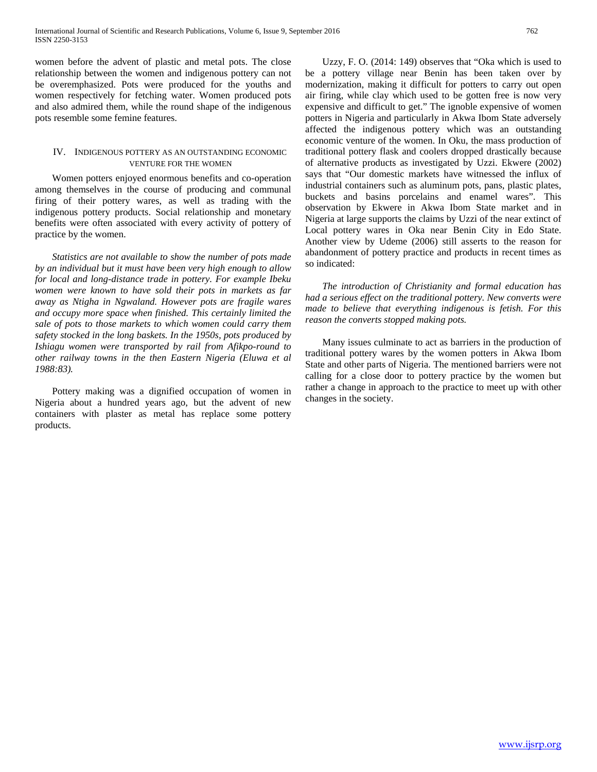women before the advent of plastic and metal pots. The close relationship between the women and indigenous pottery can not be overemphasized. Pots were produced for the youths and women respectively for fetching water. Women produced pots and also admired them, while the round shape of the indigenous pots resemble some femine features.

## IV. Indigenous pottery as an outstanding economic venture for the women

Women potters enjoyed enormous benefits and co-operation among themselves in the course of producing and communal firing of their pottery wares, as well as trading with the indigenous pottery products. Social relationship and monetary benefits were often associated with every activity of pottery of practice by the women.

*Statistics are not available to show the number of pots made by an individual but it must have been very high enough to allow for local and long-distance trade in pottery. For example Ibeku women were known to have sold their pots in markets as far away as Ntigha in Ngwaland. However pots are fragile wares and occupy more space when finished. This certainly limited the sale of pots to those markets to which women could carry them safety stocked in the long baskets. In the 1950s, pots produced by Ishiagu women were transported by rail from Afikpo-round to other railway towns in the then Eastern Nigeria (Eluwa et al 1988:83).*

Pottery making was a dignified occupation of women in Nigeria about a hundred years ago, but the advent of new containers with plaster as metal has replace some pottery products.

Uzzy, F. O. (2014: 149) observes that "Oka which is used to be a pottery village near Benin has been taken over by modernization, making it difficult for potters to carry out open air firing, while clay which used to be gotten free is now very expensive and difficult to get." The ignoble expensive of women potters in Nigeria and particularly in Akwa Ibom State adversely affected the indigenous pottery which was an outstanding economic venture of the women. In Oku, the mass production of traditional pottery flask and coolers dropped drastically because of alternative products as investigated by Uzzi. Ekwere (2002) says that "Our domestic markets have witnessed the influx of industrial containers such as aluminum pots, pans, plastic plates, buckets and basins porcelains and enamel wares". This observation by Ekwere in Akwa Ibom State market and in Nigeria at large supports the claims by Uzzi of the near extinct of Local pottery wares in Oka near Benin City in Edo State. Another view by Udeme (2006) still asserts to the reason for abandonment of pottery practice and products in recent times as so indicated:

*The introduction of Christianity and formal education has had a serious effect on the traditional pottery. New converts were made to believe that everything indigenous is fetish. For this reason the converts stopped making pots.*

Many issues culminate to act as barriers in the production of traditional pottery wares by the women potters in Akwa Ibom State and other parts of Nigeria. The mentioned barriers were not calling for a close door to pottery practice by the women but rather a change in approach to the practice to meet up with other changes in the society.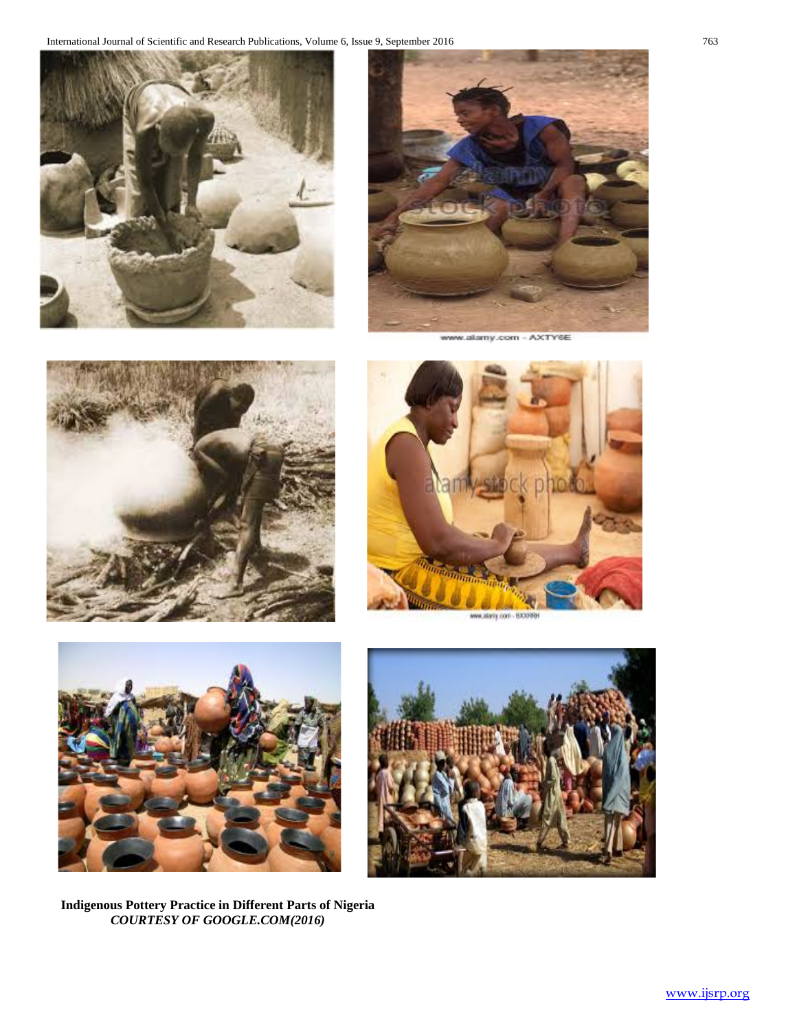**Indigenous Pottery Practice in Different Parts of Nigeria**
***COURTESY OF GOOGLE.COM(2016)***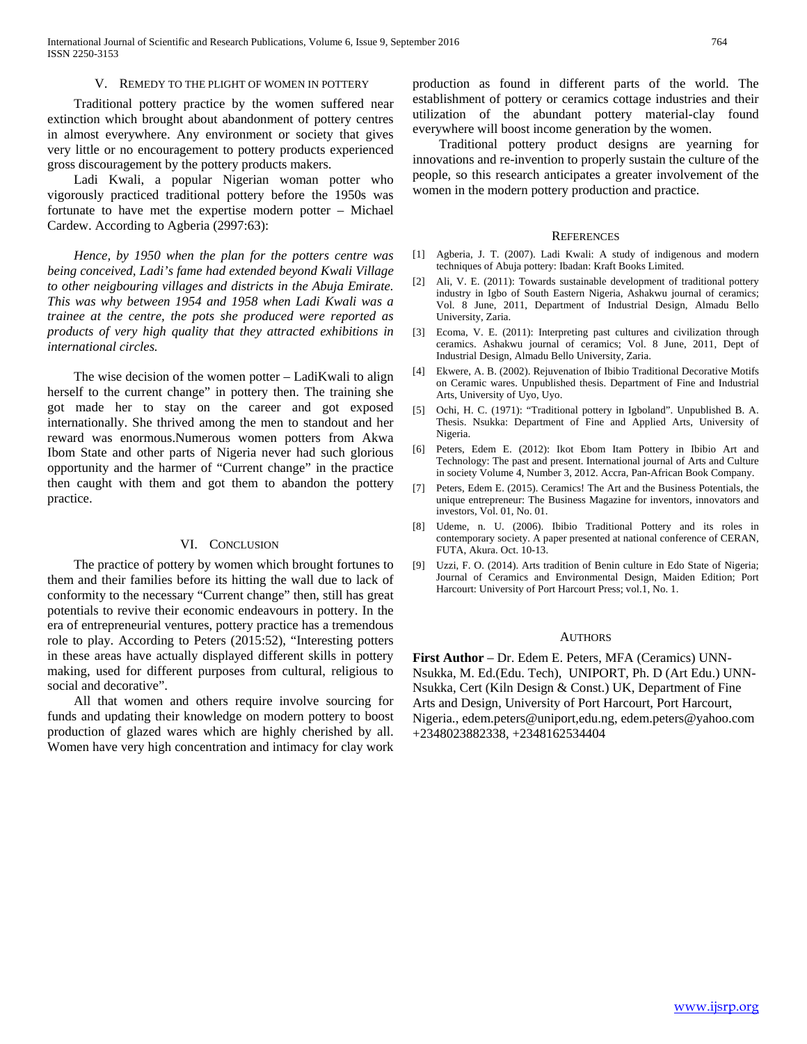## V. Remedy to the Plight of Women in Pottery

Traditional pottery practice by the women suffered near extinction which brought about abandonment of pottery centres in almost everywhere. Any environment or society that gives very little or no encouragement to pottery products experienced gross discouragement by the pottery products makers.

Ladi Kwali, a popular Nigerian woman potter who vigorously practiced traditional pottery before the 1950s was fortunate to have met the expertise modern potter – Michael Cardew. According to Agberia (2997:63):

*Hence, by 1950 when the plan for the potters centre was being conceived, Ladi's fame had extended beyond Kwali Village to other neigbouring villages and districts in the Abuja Emirate. This was why between 1954 and 1958 when Ladi Kwali was a trainee at the centre, the pots she produced were reported as products of very high quality that they attracted exhibitions in international circles.*

The wise decision of the women potter – LadiKwali to align herself to the current change" in pottery then. The training she got made her to stay on the career and got exposed internationally. She thrived among the men to standout and her reward was enormous.Numerous women potters from Akwa Ibom State and other parts of Nigeria never had such glorious opportunity and the harmer of "Current change" in the practice then caught with them and got them to abandon the pottery practice.

## VI. Conclusion

The practice of pottery by women which brought fortunes to them and their families before its hitting the wall due to lack of conformity to the necessary "Current change" then, still has great potentials to revive their economic endeavours in pottery. In the era of entrepreneurial ventures, pottery practice has a tremendous role to play. According to Peters (2015:52), "Interesting potters in these areas have actually displayed different skills in pottery making, used for different purposes from cultural, religious to social and decorative".

All that women and others require involve sourcing for funds and updating their knowledge on modern pottery to boost production of glazed wares which are highly cherished by all. Women have very high concentration and intimacy for clay work production as found in different parts of the world. The establishment of pottery or ceramics cottage industries and their utilization of the abundant pottery material-clay found everywhere will boost income generation by the women.

Traditional pottery product designs are yearning for innovations and re-invention to properly sustain the culture of the people, so this research anticipates a greater involvement of the women in the modern pottery production and practice.

## References

[1] Agberia, J. T. (2007). Ladi Kwali: A study of indigenous and modern techniques of Abuja pottery: Ibadan: Kraft Books Limited.

[2] Ali, V. E. (2011): Towards sustainable development of traditional pottery industry in Igbo of South Eastern Nigeria, Ashakwu journal of ceramics; Vol. 8 June, 2011, Department of Industrial Design, Almadu Bello University, Zaria.

[3] Ecoma, V. E. (2011): Interpreting past cultures and civilization through ceramics. Ashakwu journal of ceramics; Vol. 8 June, 2011, Dept of Industrial Design, Almadu Bello University, Zaria.

[4] Ekwere, A. B. (2002). Rejuvenation of Ibibio Traditional Decorative Motifs on Ceramic wares. Unpublished thesis. Department of Fine and Industrial Arts, University of Uyo, Uyo.

[5] Ochi, H. C. (1971): "Traditional pottery in Igboland". Unpublished B. A. Thesis. Nsukka: Department of Fine and Applied Arts, University of Nigeria.

[6] Peters, Edem E. (2012): Ikot Ebom Itam Pottery in Ibibio Art and Technology: The past and present. International journal of Arts and Culture in society Volume 4, Number 3, 2012. Accra, Pan-African Book Company.

[7] Peters, Edem E. (2015). Ceramics! The Art and the Business Potentials, the unique entrepreneur: The Business Magazine for inventors, innovators and investors, Vol. 01, No. 01.

[8] Udeme, n. U. (2006). Ibibio Traditional Pottery and its roles in contemporary society. A paper presented at national conference of CERAN, FUTA, Akura. Oct. 10-13.

[9] Uzzi, F. O. (2014). Arts tradition of Benin culture in Edo State of Nigeria; Journal of Ceramics and Environmental Design, Maiden Edition; Port Harcourt: University of Port Harcourt Press; vol.1, No. 1.

## Authors

**First Author** – Dr. Edem E. Peters, MFA (Ceramics) UNN-Nsukka, M. Ed.(Edu. Tech), UNIPORT, Ph. D (Art Edu.) UNN-Nsukka, Cert (Kiln Design & Const.) UK, Department of Fine Arts and Design, University of Port Harcourt, Port Harcourt, Nigeria., edem.peters@uniport,edu.ng, edem.peters@yahoo.com +2348023882338, +2348162534404